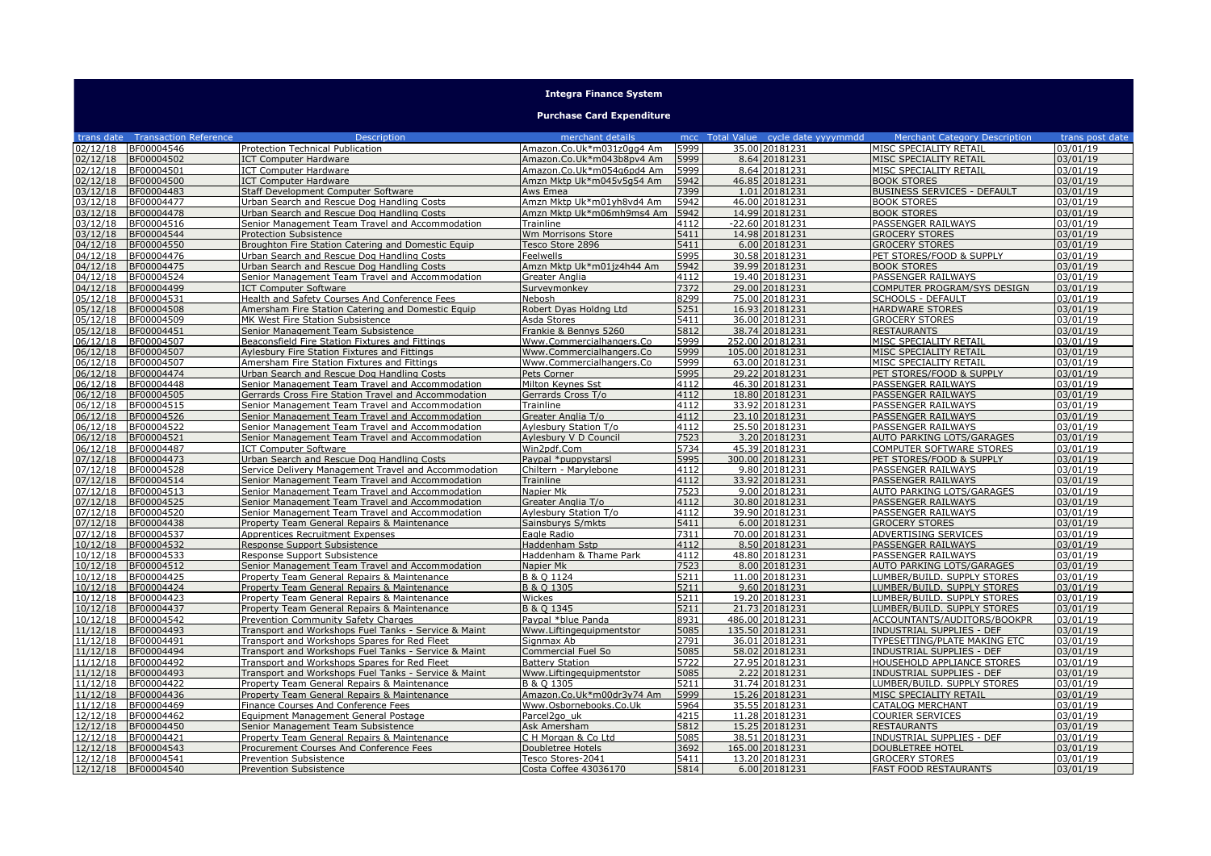# Integra Finance System

## Purchase Card Expenditure

| trans date | Transaction Reference | Description | merchant details | mcc | Total Value | cycle date yyyymmdd | Merchant Category Description | trans post date |
|---|---|---|---|---|---|---|---|---|
| 02/12/18 | BF00004546 | Protection Technical Publication | Amazon.Co.Uk*m031z0gg4 Am | 5999 | 35.00 | 20181231 | MISC SPECIALITY RETAIL | 03/01/19 |
| 02/12/18 | BF00004502 | ICT Computer Hardware | Amazon.Co.Uk*m043b8pv4 Am | 5999 | 8.64 | 20181231 | MISC SPECIALITY RETAIL | 03/01/19 |
| 02/12/18 | BF00004501 | ICT Computer Hardware | Amazon.Co.Uk*m054g6pd4 Am | 5999 | 8.64 | 20181231 | MISC SPECIALITY RETAIL | 03/01/19 |
| 02/12/18 | BF00004500 | ICT Computer Hardware | Amzn Mktp Uk*m045v5g54 Am | 5942 | 46.85 | 20181231 | BOOK STORES | 03/01/19 |
| 03/12/18 | BF00004483 | Staff Development Computer Software | Aws Emea | 7399 | 1.01 | 20181231 | BUSINESS SERVICES - DEFAULT | 03/01/19 |
| 03/12/18 | BF00004477 | Urban Search and Rescue Dog Handling Costs | Amzn Mktp Uk*m01yh8vd4 Am | 5942 | 46.00 | 20181231 | BOOK STORES | 03/01/19 |
| 03/12/18 | BF00004478 | Urban Search and Rescue Dog Handling Costs | Amzn Mktp Uk*m06mh9ms4 Am | 5942 | 14.99 | 20181231 | BOOK STORES | 03/01/19 |
| 03/12/18 | BF00004516 | Senior Management Team Travel and Accommodation | Trainline | 4112 | -22.60 | 20181231 | PASSENGER RAILWAYS | 03/01/19 |
| 03/12/18 | BF00004544 | Protection Subsistence | Wm Morrisons Store | 5411 | 14.98 | 20181231 | GROCERY STORES | 03/01/19 |
| 04/12/18 | BF00004550 | Broughton Fire Station Catering and Domestic Equip | Tesco Store 2896 | 5411 | 6.00 | 20181231 | GROCERY STORES | 03/01/19 |
| 04/12/18 | BF00004476 | Urban Search and Rescue Dog Handling Costs | Feelwells | 5995 | 30.58 | 20181231 | PET STORES/FOOD & SUPPLY | 03/01/19 |
| 04/12/18 | BF00004475 | Urban Search and Rescue Dog Handling Costs | Amzn Mktp Uk*m01jz4h44 Am | 5942 | 39.99 | 20181231 | BOOK STORES | 03/01/19 |
| 04/12/18 | BF00004524 | Senior Management Team Travel and Accommodation | Greater Anglia | 4112 | 19.40 | 20181231 | PASSENGER RAILWAYS | 03/01/19 |
| 04/12/18 | BF00004499 | ICT Computer Software | Surveymonkey | 7372 | 29.00 | 20181231 | COMPUTER PROGRAM/SYS DESIGN | 03/01/19 |
| 05/12/18 | BF00004531 | Health and Safety Courses And Conference Fees | Nebosh | 8299 | 75.00 | 20181231 | SCHOOLS - DEFAULT | 03/01/19 |
| 05/12/18 | BF00004508 | Amersham Fire Station Catering and Domestic Equip | Robert Dyas Holdng Ltd | 5251 | 16.93 | 20181231 | HARDWARE STORES | 03/01/19 |
| 05/12/18 | BF00004509 | MK West Fire Station Subsistence | Asda Stores | 5411 | 36.00 | 20181231 | GROCERY STORES | 03/01/19 |
| 05/12/18 | BF00004451 | Senior Management Team Subsistence | Frankie & Bennys 5260 | 5812 | 38.74 | 20181231 | RESTAURANTS | 03/01/19 |
| 06/12/18 | BF00004507 | Beaconsfield Fire Station Fixtures and Fittings | Www.Commercialhangers.Co | 5999 | 252.00 | 20181231 | MISC SPECIALITY RETAIL | 03/01/19 |
| 06/12/18 | BF00004507 | Aylesbury Fire Station Fixtures and Fittings | Www.Commercialhangers.Co | 5999 | 105.00 | 20181231 | MISC SPECIALITY RETAIL | 03/01/19 |
| 06/12/18 | BF00004507 | Amersham Fire Station Fixtures and Fittings | Www.Commercialhangers.Co | 5999 | 63.00 | 20181231 | MISC SPECIALITY RETAIL | 03/01/19 |
| 06/12/18 | BF00004474 | Urban Search and Rescue Dog Handling Costs | Pets Corner | 5995 | 29.22 | 20181231 | PET STORES/FOOD & SUPPLY | 03/01/19 |
| 06/12/18 | BF00004448 | Senior Management Team Travel and Accommodation | Milton Keynes Sst | 4112 | 46.30 | 20181231 | PASSENGER RAILWAYS | 03/01/19 |
| 06/12/18 | BF00004505 | Gerrards Cross Fire Station Travel and Accommodation | Gerrards Cross T/o | 4112 | 18.80 | 20181231 | PASSENGER RAILWAYS | 03/01/19 |
| 06/12/18 | BF00004515 | Senior Management Team Travel and Accommodation | Trainline | 4112 | 33.92 | 20181231 | PASSENGER RAILWAYS | 03/01/19 |
| 06/12/18 | BF00004526 | Senior Management Team Travel and Accommodation | Greater Anglia T/o | 4112 | 23.10 | 20181231 | PASSENGER RAILWAYS | 03/01/19 |
| 06/12/18 | BF00004522 | Senior Management Team Travel and Accommodation | Aylesbury Station T/o | 4112 | 25.50 | 20181231 | PASSENGER RAILWAYS | 03/01/19 |
| 06/12/18 | BF00004521 | Senior Management Team Travel and Accommodation | Aylesbury V D Council | 7523 | 3.20 | 20181231 | AUTO PARKING LOTS/GARAGES | 03/01/19 |
| 06/12/18 | BF00004487 | ICT Computer Software | Win2pdf.Com | 5734 | 45.39 | 20181231 | COMPUTER SOFTWARE STORES | 03/01/19 |
| 07/12/18 | BF00004473 | Urban Search and Rescue Dog Handling Costs | Paypal *puppystarsl | 5995 | 300.00 | 20181231 | PET STORES/FOOD & SUPPLY | 03/01/19 |
| 07/12/18 | BF00004528 | Service Delivery Management Travel and Accommodation | Chiltern - Marylebone | 4112 | 9.80 | 20181231 | PASSENGER RAILWAYS | 03/01/19 |
| 07/12/18 | BF00004514 | Senior Management Team Travel and Accommodation | Trainline | 4112 | 33.92 | 20181231 | PASSENGER RAILWAYS | 03/01/19 |
| 07/12/18 | BF00004513 | Senior Management Team Travel and Accommodation | Napier Mk | 7523 | 9.00 | 20181231 | AUTO PARKING LOTS/GARAGES | 03/01/19 |
| 07/12/18 | BF00004525 | Senior Management Team Travel and Accommodation | Greater Anglia T/o | 4112 | 30.80 | 20181231 | PASSENGER RAILWAYS | 03/01/19 |
| 07/12/18 | BF00004520 | Senior Management Team Travel and Accommodation | Aylesbury Station T/o | 4112 | 39.90 | 20181231 | PASSENGER RAILWAYS | 03/01/19 |
| 07/12/18 | BF00004438 | Property Team General Repairs & Maintenance | Sainsburys S/mkts | 5411 | 6.00 | 20181231 | GROCERY STORES | 03/01/19 |
| 07/12/18 | BF00004537 | Apprentices Recruitment Expenses | Eagle Radio | 7311 | 70.00 | 20181231 | ADVERTISING SERVICES | 03/01/19 |
| 10/12/18 | BF00004532 | Response Support Subsistence | Haddenham Sstp | 4112 | 8.50 | 20181231 | PASSENGER RAILWAYS | 03/01/19 |
| 10/12/18 | BF00004533 | Response Support Subsistence | Haddenham & Thame Park | 4112 | 48.80 | 20181231 | PASSENGER RAILWAYS | 03/01/19 |
| 10/12/18 | BF00004512 | Senior Management Team Travel and Accommodation | Napier Mk | 7523 | 8.00 | 20181231 | AUTO PARKING LOTS/GARAGES | 03/01/19 |
| 10/12/18 | BF00004425 | Property Team General Repairs & Maintenance | B & Q 1124 | 5211 | 11.00 | 20181231 | LUMBER/BUILD. SUPPLY STORES | 03/01/19 |
| 10/12/18 | BF00004424 | Property Team General Repairs & Maintenance | B & Q 1305 | 5211 | 9.60 | 20181231 | LUMBER/BUILD. SUPPLY STORES | 03/01/19 |
| 10/12/18 | BF00004423 | Property Team General Repairs & Maintenance | Wickes | 5211 | 19.20 | 20181231 | LUMBER/BUILD. SUPPLY STORES | 03/01/19 |
| 10/12/18 | BF00004437 | Property Team General Repairs & Maintenance | B & Q 1345 | 5211 | 21.73 | 20181231 | LUMBER/BUILD. SUPPLY STORES | 03/01/19 |
| 10/12/18 | BF00004542 | Prevention Community Safety Charges | Paypal *blue Panda | 8931 | 486.00 | 20181231 | ACCOUNTANTS/AUDITORS/BOOKPR | 03/01/19 |
| 11/12/18 | BF00004493 | Transport and Workshops Fuel Tanks - Service & Maint | Www.Liftingequipmentstor | 5085 | 135.50 | 20181231 | INDUSTRIAL SUPPLIES - DEF | 03/01/19 |
| 11/12/18 | BF00004491 | Transport and Workshops Spares for Red Fleet | Signmax Ab | 2791 | 36.01 | 20181231 | TYPESETTING/PLATE MAKING ETC | 03/01/19 |
| 11/12/18 | BF00004494 | Transport and Workshops Fuel Tanks - Service & Maint | Commercial Fuel So | 5085 | 58.02 | 20181231 | INDUSTRIAL SUPPLIES - DEF | 03/01/19 |
| 11/12/18 | BF00004492 | Transport and Workshops Spares for Red Fleet | Battery Station | 5722 | 27.95 | 20181231 | HOUSEHOLD APPLIANCE STORES | 03/01/19 |
| 11/12/18 | BF00004493 | Transport and Workshops Fuel Tanks - Service & Maint | Www.Liftingequipmentstor | 5085 | 2.22 | 20181231 | INDUSTRIAL SUPPLIES - DEF | 03/01/19 |
| 11/12/18 | BF00004422 | Property Team General Repairs & Maintenance | B & Q 1305 | 5211 | 31.74 | 20181231 | LUMBER/BUILD. SUPPLY STORES | 03/01/19 |
| 11/12/18 | BF00004436 | Property Team General Repairs & Maintenance | Amazon.Co.Uk*m00dr3y74 Am | 5999 | 15.26 | 20181231 | MISC SPECIALITY RETAIL | 03/01/19 |
| 11/12/18 | BF00004469 | Finance Courses And Conference Fees | Www.Osbornebooks.Co.Uk | 5964 | 35.55 | 20181231 | CATALOG MERCHANT | 03/01/19 |
| 12/12/18 | BF00004462 | Equipment Management General Postage | Parcel2go_uk | 4215 | 11.28 | 20181231 | COURIER SERVICES | 03/01/19 |
| 12/12/18 | BF00004450 | Senior Management Team Subsistence | Ask Amersham | 5812 | 15.25 | 20181231 | RESTAURANTS | 03/01/19 |
| 12/12/18 | BF00004421 | Property Team General Repairs & Maintenance | C H Morgan & Co Ltd | 5085 | 38.51 | 20181231 | INDUSTRIAL SUPPLIES - DEF | 03/01/19 |
| 12/12/18 | BF00004543 | Procurement Courses And Conference Fees | Doubletree Hotels | 3692 | 165.00 | 20181231 | DOUBLETREE HOTEL | 03/01/19 |
| 12/12/18 | BF00004541 | Prevention Subsistence | Tesco Stores-2041 | 5411 | 13.20 | 20181231 | GROCERY STORES | 03/01/19 |
| 12/12/18 | BF00004540 | Prevention Subsistence | Costa Coffee 43036170 | 5814 | 6.00 | 20181231 | FAST FOOD RESTAURANTS | 03/01/19 |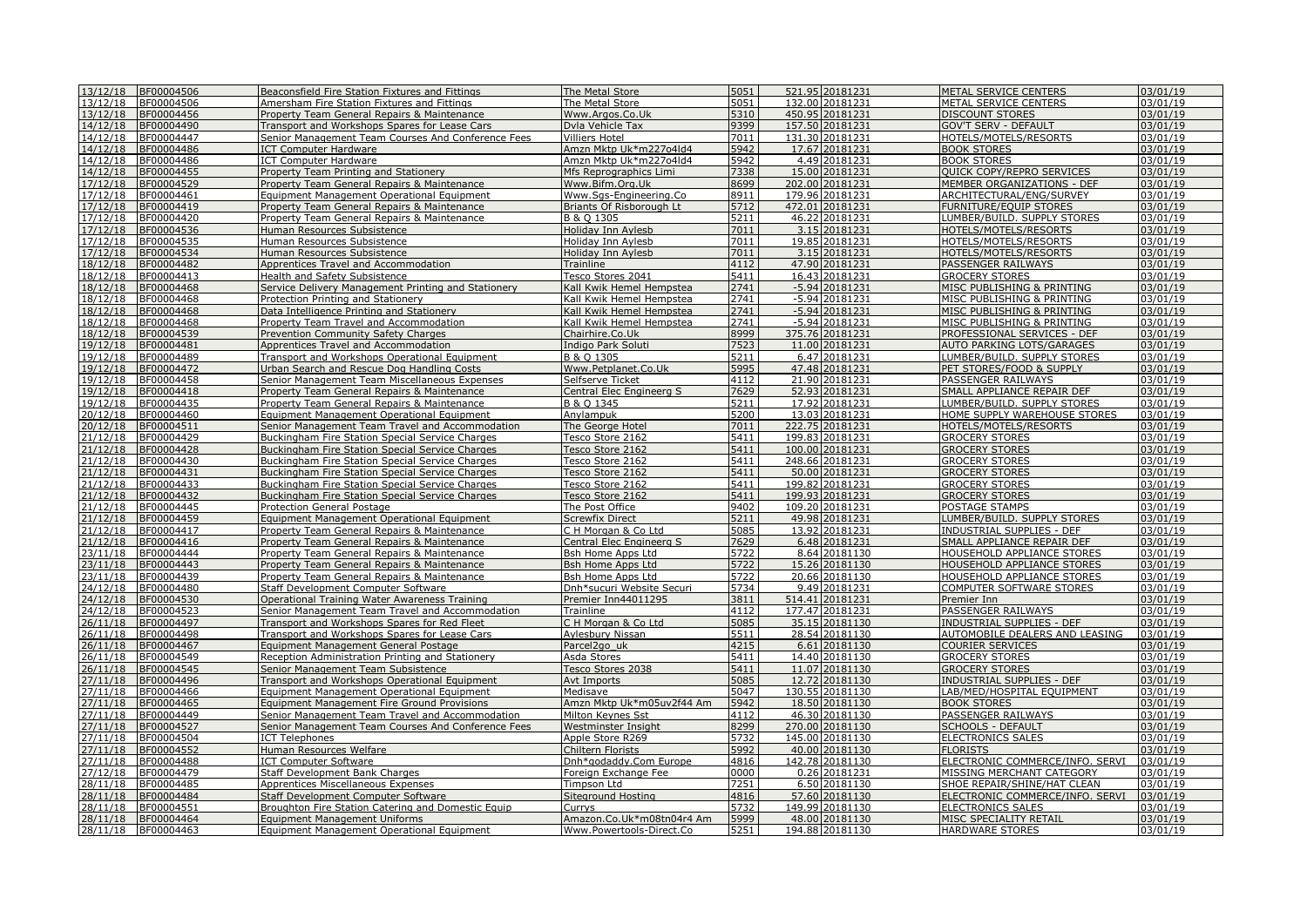| | | | | | | | | |
|---|---|---|---|---|---|---|---|---|
| 13/12/18 | BF00004506 | Beaconsfield Fire Station Fixtures and Fittings | The Metal Store | 5051 | 521.95 | 20181231 | METAL SERVICE CENTERS | 03/01/19 |
| 13/12/18 | BF00004506 | Amersham Fire Station Fixtures and Fittings | The Metal Store | 5051 | 132.00 | 20181231 | METAL SERVICE CENTERS | 03/01/19 |
| 13/12/18 | BF00004456 | Property Team General Repairs & Maintenance | Www.Argos.Co.Uk | 5310 | 450.95 | 20181231 | DISCOUNT STORES | 03/01/19 |
| 14/12/18 | BF00004490 | Transport and Workshops Spares for Lease Cars | Dvla Vehicle Tax | 9399 | 157.50 | 20181231 | GOV'T SERV - DEFAULT | 03/01/19 |
| 14/12/18 | BF00004447 | Senior Management Team Courses And Conference Fees | Villiers Hotel | 7011 | 131.30 | 20181231 | HOTELS/MOTELS/RESORTS | 03/01/19 |
| 14/12/18 | BF00004486 | ICT Computer Hardware | Amzn Mktp Uk*m227o4ld4 | 5942 | 17.67 | 20181231 | BOOK STORES | 03/01/19 |
| 14/12/18 | BF00004486 | ICT Computer Hardware | Amzn Mktp Uk*m227o4ld4 | 5942 | 4.49 | 20181231 | BOOK STORES | 03/01/19 |
| 14/12/18 | BF00004455 | Property Team Printing and Stationery | Mfs Reprographics Limi | 7338 | 15.00 | 20181231 | QUICK COPY/REPRO SERVICES | 03/01/19 |
| 17/12/18 | BF00004529 | Property Team General Repairs & Maintenance | Www.Bifm.Org.Uk | 8699 | 202.00 | 20181231 | MEMBER ORGANIZATIONS - DEF | 03/01/19 |
| 17/12/18 | BF00004461 | Equipment Management Operational Equipment | Www.Sgs-Engineering.Co | 8911 | 179.96 | 20181231 | ARCHITECTURAL/ENG/SURVEY | 03/01/19 |
| 17/12/18 | BF00004419 | Property Team General Repairs & Maintenance | Briants Of Risborough Lt | 5712 | 472.01 | 20181231 | FURNITURE/EQUIP STORES | 03/01/19 |
| 17/12/18 | BF00004420 | Property Team General Repairs & Maintenance | B & Q 1305 | 5211 | 46.22 | 20181231 | LUMBER/BUILD. SUPPLY STORES | 03/01/19 |
| 17/12/18 | BF00004536 | Human Resources Subsistence | Holiday Inn Aylesb | 7011 | 3.15 | 20181231 | HOTELS/MOTELS/RESORTS | 03/01/19 |
| 17/12/18 | BF00004535 | Human Resources Subsistence | Holiday Inn Aylesb | 7011 | 19.85 | 20181231 | HOTELS/MOTELS/RESORTS | 03/01/19 |
| 17/12/18 | BF00004534 | Human Resources Subsistence | Holiday Inn Aylesb | 7011 | 3.15 | 20181231 | HOTELS/MOTELS/RESORTS | 03/01/19 |
| 18/12/18 | BF00004482 | Apprentices Travel and Accommodation | Trainline | 4112 | 47.90 | 20181231 | PASSENGER RAILWAYS | 03/01/19 |
| 18/12/18 | BF00004413 | Health and Safety Subsistence | Tesco Stores 2041 | 5411 | 16.43 | 20181231 | GROCERY STORES | 03/01/19 |
| 18/12/18 | BF00004468 | Service Delivery Management Printing and Stationery | Kall Kwik Hemel Hempstea | 2741 | -5.94 | 20181231 | MISC PUBLISHING & PRINTING | 03/01/19 |
| 18/12/18 | BF00004468 | Protection Printing and Stationery | Kall Kwik Hemel Hempstea | 2741 | -5.94 | 20181231 | MISC PUBLISHING & PRINTING | 03/01/19 |
| 18/12/18 | BF00004468 | Data Intelligence Printing and Stationery | Kall Kwik Hemel Hempstea | 2741 | -5.94 | 20181231 | MISC PUBLISHING & PRINTING | 03/01/19 |
| 18/12/18 | BF00004468 | Property Team Travel and Accommodation | Kall Kwik Hemel Hempstea | 2741 | -5.94 | 20181231 | MISC PUBLISHING & PRINTING | 03/01/19 |
| 18/12/18 | BF00004539 | Prevention Community Safety Charges | Chairhire.Co.Uk | 8999 | 375.76 | 20181231 | PROFESSIONAL SERVICES - DEF | 03/01/19 |
| 19/12/18 | BF00004481 | Apprentices Travel and Accommodation | Indigo Park Soluti | 7523 | 11.00 | 20181231 | AUTO PARKING LOTS/GARAGES | 03/01/19 |
| 19/12/18 | BF00004489 | Transport and Workshops Operational Equipment | B & Q 1305 | 5211 | 6.47 | 20181231 | LUMBER/BUILD. SUPPLY STORES | 03/01/19 |
| 19/12/18 | BF00004472 | Urban Search and Rescue Dog Handling Costs | Www.Petplanet.Co.Uk | 5995 | 47.48 | 20181231 | PET STORES/FOOD & SUPPLY | 03/01/19 |
| 19/12/18 | BF00004458 | Senior Management Team Miscellaneous Expenses | Selfserve Ticket | 4112 | 21.90 | 20181231 | PASSENGER RAILWAYS | 03/01/19 |
| 19/12/18 | BF00004418 | Property Team General Repairs & Maintenance | Central Elec Engineerg S | 7629 | 52.93 | 20181231 | SMALL APPLIANCE REPAIR DEF | 03/01/19 |
| 19/12/18 | BF00004435 | Property Team General Repairs & Maintenance | B & Q 1345 | 5211 | 17.92 | 20181231 | LUMBER/BUILD. SUPPLY STORES | 03/01/19 |
| 20/12/18 | BF00004460 | Equipment Management Operational Equipment | Anylampuk | 5200 | 13.03 | 20181231 | HOME SUPPLY WAREHOUSE STORES | 03/01/19 |
| 20/12/18 | BF00004511 | Senior Management Team Travel and Accommodation | The George Hotel | 7011 | 222.75 | 20181231 | HOTELS/MOTELS/RESORTS | 03/01/19 |
| 21/12/18 | BF00004429 | Buckingham Fire Station Special Service Charges | Tesco Store 2162 | 5411 | 199.83 | 20181231 | GROCERY STORES | 03/01/19 |
| 21/12/18 | BF00004428 | Buckingham Fire Station Special Service Charges | Tesco Store 2162 | 5411 | 100.00 | 20181231 | GROCERY STORES | 03/01/19 |
| 21/12/18 | BF00004430 | Buckingham Fire Station Special Service Charges | Tesco Store 2162 | 5411 | 248.66 | 20181231 | GROCERY STORES | 03/01/19 |
| 21/12/18 | BF00004431 | Buckingham Fire Station Special Service Charges | Tesco Store 2162 | 5411 | 50.00 | 20181231 | GROCERY STORES | 03/01/19 |
| 21/12/18 | BF00004433 | Buckingham Fire Station Special Service Charges | Tesco Store 2162 | 5411 | 199.82 | 20181231 | GROCERY STORES | 03/01/19 |
| 21/12/18 | BF00004432 | Buckingham Fire Station Special Service Charges | Tesco Store 2162 | 5411 | 199.93 | 20181231 | GROCERY STORES | 03/01/19 |
| 21/12/18 | BF00004445 | Protection General Postage | The Post Office | 9402 | 109.20 | 20181231 | POSTAGE STAMPS | 03/01/19 |
| 21/12/18 | BF00004459 | Equipment Management Operational Equipment | Screwfix Direct | 5211 | 49.98 | 20181231 | LUMBER/BUILD. SUPPLY STORES | 03/01/19 |
| 21/12/18 | BF00004417 | Property Team General Repairs & Maintenance | C H Morgan & Co Ltd | 5085 | 13.92 | 20181231 | INDUSTRIAL SUPPLIES - DEF | 03/01/19 |
| 21/12/18 | BF00004416 | Property Team General Repairs & Maintenance | Central Elec Engineerg S | 7629 | 6.48 | 20181231 | SMALL APPLIANCE REPAIR DEF | 03/01/19 |
| 23/11/18 | BF00004444 | Property Team General Repairs & Maintenance | Bsh Home Apps Ltd | 5722 | 8.64 | 20181130 | HOUSEHOLD APPLIANCE STORES | 03/01/19 |
| 23/11/18 | BF00004443 | Property Team General Repairs & Maintenance | Bsh Home Apps Ltd | 5722 | 15.26 | 20181130 | HOUSEHOLD APPLIANCE STORES | 03/01/19 |
| 23/11/18 | BF00004439 | Property Team General Repairs & Maintenance | Bsh Home Apps Ltd | 5722 | 20.66 | 20181130 | HOUSEHOLD APPLIANCE STORES | 03/01/19 |
| 24/12/18 | BF00004480 | Staff Development Computer Software | Dnh*sucuri Website Securi | 5734 | 9.49 | 20181231 | COMPUTER SOFTWARE STORES | 03/01/19 |
| 24/12/18 | BF00004530 | Operational Training Water Awareness Training | Premier Inn44011295 | 3811 | 514.41 | 20181231 | Premier Inn | 03/01/19 |
| 24/12/18 | BF00004523 | Senior Management Team Travel and Accommodation | Trainline | 4112 | 177.47 | 20181231 | PASSENGER RAILWAYS | 03/01/19 |
| 26/11/18 | BF00004497 | Transport and Workshops Spares for Red Fleet | C H Morgan & Co Ltd | 5085 | 35.15 | 20181130 | INDUSTRIAL SUPPLIES - DEF | 03/01/19 |
| 26/11/18 | BF00004498 | Transport and Workshops Spares for Lease Cars | Aylesbury Nissan | 5511 | 28.54 | 20181130 | AUTOMOBILE DEALERS AND LEASING | 03/01/19 |
| 26/11/18 | BF00004467 | Equipment Management General Postage | Parcel2go_uk | 4215 | 6.61 | 20181130 | COURIER SERVICES | 03/01/19 |
| 26/11/18 | BF00004549 | Reception Administration Printing and Stationery | Asda Stores | 5411 | 14.40 | 20181130 | GROCERY STORES | 03/01/19 |
| 26/11/18 | BF00004545 | Senior Management Team Subsistence | Tesco Stores 2038 | 5411 | 11.07 | 20181130 | GROCERY STORES | 03/01/19 |
| 27/11/18 | BF00004496 | Transport and Workshops Operational Equipment | Avt Imports | 5085 | 12.72 | 20181130 | INDUSTRIAL SUPPLIES - DEF | 03/01/19 |
| 27/11/18 | BF00004466 | Equipment Management Operational Equipment | Medisave | 5047 | 130.55 | 20181130 | LAB/MED/HOSPITAL EQUIPMENT | 03/01/19 |
| 27/11/18 | BF00004465 | Equipment Management Fire Ground Provisions | Amzn Mktp Uk*m05uv2f44 Am | 5942 | 18.50 | 20181130 | BOOK STORES | 03/01/19 |
| 27/11/18 | BF00004449 | Senior Management Team Travel and Accommodation | Milton Keynes Sst | 4112 | 46.30 | 20181130 | PASSENGER RAILWAYS | 03/01/19 |
| 27/11/18 | BF00004527 | Senior Management Team Courses And Conference Fees | Westminster Insight | 8299 | 270.00 | 20181130 | SCHOOLS - DEFAULT | 03/01/19 |
| 27/11/18 | BF00004504 | ICT Telephones | Apple Store R269 | 5732 | 145.00 | 20181130 | ELECTRONICS SALES | 03/01/19 |
| 27/11/18 | BF00004552 | Human Resources Welfare | Chiltern Florists | 5992 | 40.00 | 20181130 | FLORISTS | 03/01/19 |
| 27/11/18 | BF00004488 | ICT Computer Software | Dnh*godaddy.Com Europe | 4816 | 142.78 | 20181130 | ELECTRONIC COMMERCE/INFO. SERVI | 03/01/19 |
| 27/12/18 | BF00004479 | Staff Development Bank Charges | Foreign Exchange Fee | 0000 | 0.26 | 20181231 | MISSING MERCHANT CATEGORY | 03/01/19 |
| 28/11/18 | BF00004485 | Apprentices Miscellaneous Expenses | Timpson Ltd | 7251 | 6.50 | 20181130 | SHOE REPAIR/SHINE/HAT CLEAN | 03/01/19 |
| 28/11/18 | BF00004484 | Staff Development Computer Software | Siteground Hosting | 4816 | 57.60 | 20181130 | ELECTRONIC COMMERCE/INFO. SERVI | 03/01/19 |
| 28/11/18 | BF00004551 | Broughton Fire Station Catering and Domestic Equip | Currys | 5732 | 149.99 | 20181130 | ELECTRONICS SALES | 03/01/19 |
| 28/11/18 | BF00004464 | Equipment Management Uniforms | Amazon.Co.Uk*m08tn04r4 Am | 5999 | 48.00 | 20181130 | MISC SPECIALITY RETAIL | 03/01/19 |
| 28/11/18 | BF00004463 | Equipment Management Operational Equipment | Www.Powertools-Direct.Co | 5251 | 194.88 | 20181130 | HARDWARE STORES | 03/01/19 |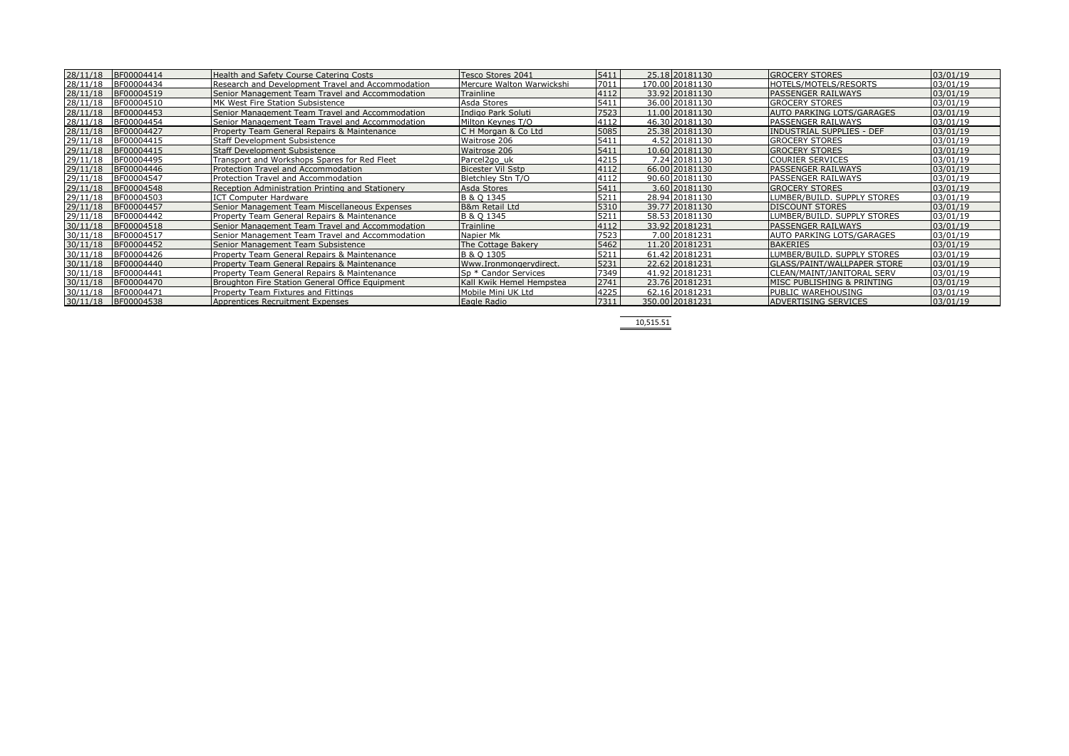| | | | | | | | | |
|---|---|---|---|---|---|---|---|---|
| 28/11/18 | BF00004414 | Health and Safety Course Catering Costs | Tesco Stores 2041 | 5411 | 25.18 | 20181130 | GROCERY STORES | 03/01/19 |
| 28/11/18 | BF00004434 | Research and Development Travel and Accommodation | Mercure Walton Warwickshi | 7011 | 170.00 | 20181130 | HOTELS/MOTELS/RESORTS | 03/01/19 |
| 28/11/18 | BF00004519 | Senior Management Team Travel and Accommodation | Trainline | 4112 | 33.92 | 20181130 | PASSENGER RAILWAYS | 03/01/19 |
| 28/11/18 | BF00004510 | MK West Fire Station Subsistence | Asda Stores | 5411 | 36.00 | 20181130 | GROCERY STORES | 03/01/19 |
| 28/11/18 | BF00004453 | Senior Management Team Travel and Accommodation | Indigo Park Soluti | 7523 | 11.00 | 20181130 | AUTO PARKING LOTS/GARAGES | 03/01/19 |
| 28/11/18 | BF00004454 | Senior Management Team Travel and Accommodation | Milton Keynes T/O | 4112 | 46.30 | 20181130 | PASSENGER RAILWAYS | 03/01/19 |
| 28/11/18 | BF00004427 | Property Team General Repairs & Maintenance | C H Morgan & Co Ltd | 5085 | 25.38 | 20181130 | INDUSTRIAL SUPPLIES - DEF | 03/01/19 |
| 29/11/18 | BF00004415 | Staff Development Subsistence | Waitrose 206 | 5411 | 4.52 | 20181130 | GROCERY STORES | 03/01/19 |
| 29/11/18 | BF00004415 | Staff Development Subsistence | Waitrose 206 | 5411 | 10.60 | 20181130 | GROCERY STORES | 03/01/19 |
| 29/11/18 | BF00004495 | Transport and Workshops Spares for Red Fleet | Parcel2go_uk | 4215 | 7.24 | 20181130 | COURIER SERVICES | 03/01/19 |
| 29/11/18 | BF00004446 | Protection Travel and Accommodation | Bicester Vil Sstp | 4112 | 66.00 | 20181130 | PASSENGER RAILWAYS | 03/01/19 |
| 29/11/18 | BF00004547 | Protection Travel and Accommodation | Bletchley Stn T/O | 4112 | 90.60 | 20181130 | PASSENGER RAILWAYS | 03/01/19 |
| 29/11/18 | BF00004548 | Reception Administration Printing and Stationery | Asda Stores | 5411 | 3.60 | 20181130 | GROCERY STORES | 03/01/19 |
| 29/11/18 | BF00004503 | ICT Computer Hardware | B & Q 1345 | 5211 | 28.94 | 20181130 | LUMBER/BUILD. SUPPLY STORES | 03/01/19 |
| 29/11/18 | BF00004457 | Senior Management Team Miscellaneous Expenses | B&m Retail Ltd | 5310 | 39.77 | 20181130 | DISCOUNT STORES | 03/01/19 |
| 29/11/18 | BF00004442 | Property Team General Repairs & Maintenance | B & Q 1345 | 5211 | 58.53 | 20181130 | LUMBER/BUILD. SUPPLY STORES | 03/01/19 |
| 30/11/18 | BF00004518 | Senior Management Team Travel and Accommodation | Trainline | 4112 | 33.92 | 20181231 | PASSENGER RAILWAYS | 03/01/19 |
| 30/11/18 | BF00004517 | Senior Management Team Travel and Accommodation | Napier Mk | 7523 | 7.00 | 20181231 | AUTO PARKING LOTS/GARAGES | 03/01/19 |
| 30/11/18 | BF00004452 | Senior Management Team Subsistence | The Cottage Bakery | 5462 | 11.20 | 20181231 | BAKERIES | 03/01/19 |
| 30/11/18 | BF00004426 | Property Team General Repairs & Maintenance | B & Q 1305 | 5211 | 61.42 | 20181231 | LUMBER/BUILD. SUPPLY STORES | 03/01/19 |
| 30/11/18 | BF00004440 | Property Team General Repairs & Maintenance | Www.Ironmongerydirect. | 5231 | 22.62 | 20181231 | GLASS/PAINT/WALLPAPER STORE | 03/01/19 |
| 30/11/18 | BF00004441 | Property Team General Repairs & Maintenance | Sp * Candor Services | 7349 | 41.92 | 20181231 | CLEAN/MAINT/JANITORAL SERV | 03/01/19 |
| 30/11/18 | BF00004470 | Broughton Fire Station General Office Equipment | Kall Kwik Hemel Hempstea | 2741 | 23.76 | 20181231 | MISC PUBLISHING & PRINTING | 03/01/19 |
| 30/11/18 | BF00004471 | Property Team Fixtures and Fittings | Mobile Mini UK Ltd | 4225 | 62.16 | 20181231 | PUBLIC WAREHOUSING | 03/01/19 |
| 30/11/18 | BF00004538 | Apprentices Recruitment Expenses | Eagle Radio | 7311 | 350.00 | 20181231 | ADVERTISING SERVICES | 03/01/19 |
| | | | | | 10,515.51 | | | |